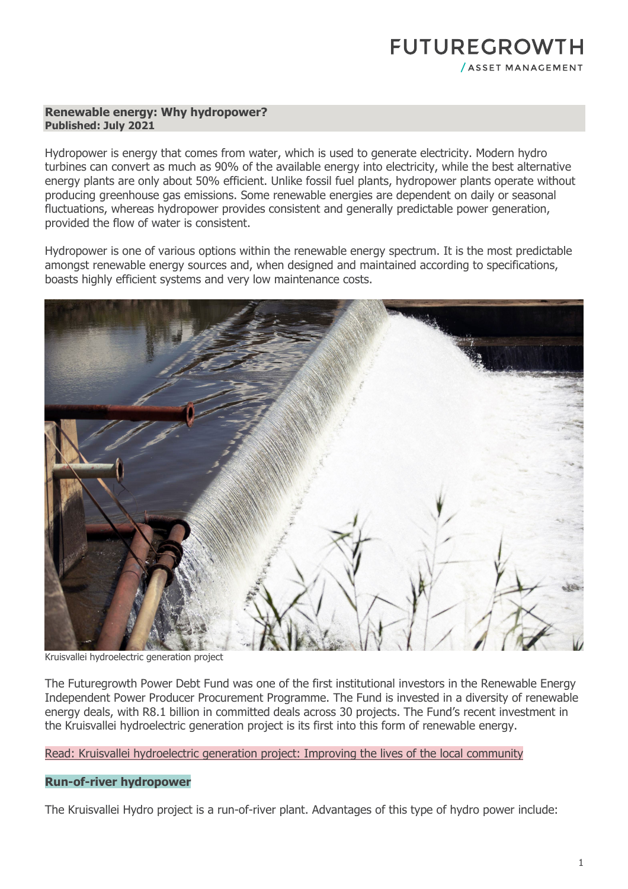## Renewable energy: Why hydropower?

**Published: July 2021**

Hydropower is energy that comes from water, which is used to generate electricity. Modern hydro turbines can convert as much as 90% of the available energy into electricity, while the best alternative energy plants are only about 50% efficient. Unlike fossil fuel plants, hydropower plants operate without producing greenhouse gas emissions. Some renewable energies are dependent on daily or seasonal fluctuations, whereas hydropower provides consistent and generally predictable power generation, provided the flow of water is consistent.

Hydropower is one of various options within the renewable energy spectrum. It is the most predictable amongst renewable energy sources and, when designed and maintained according to specifications, boasts highly efficient systems and very low maintenance costs.

Kruisvallei hydroelectric generation project

The Futuregrowth Power Debt Fund was one of the first institutional investors in the Renewable Energy Independent Power Producer Procurement Programme. The Fund is invested in a diversity of renewable energy deals, with R8.1 billion in committed deals across 30 projects. The Fund's recent investment in the Kruisvallei hydroelectric generation project is its first into this form of renewable energy.

Read: Kruisvallei hydroelectric generation project: Improving the lives of the local community

### Run-of-river hydropower

The Kruisvallei Hydro project is a run-of-river plant. Advantages of this type of hydro power include: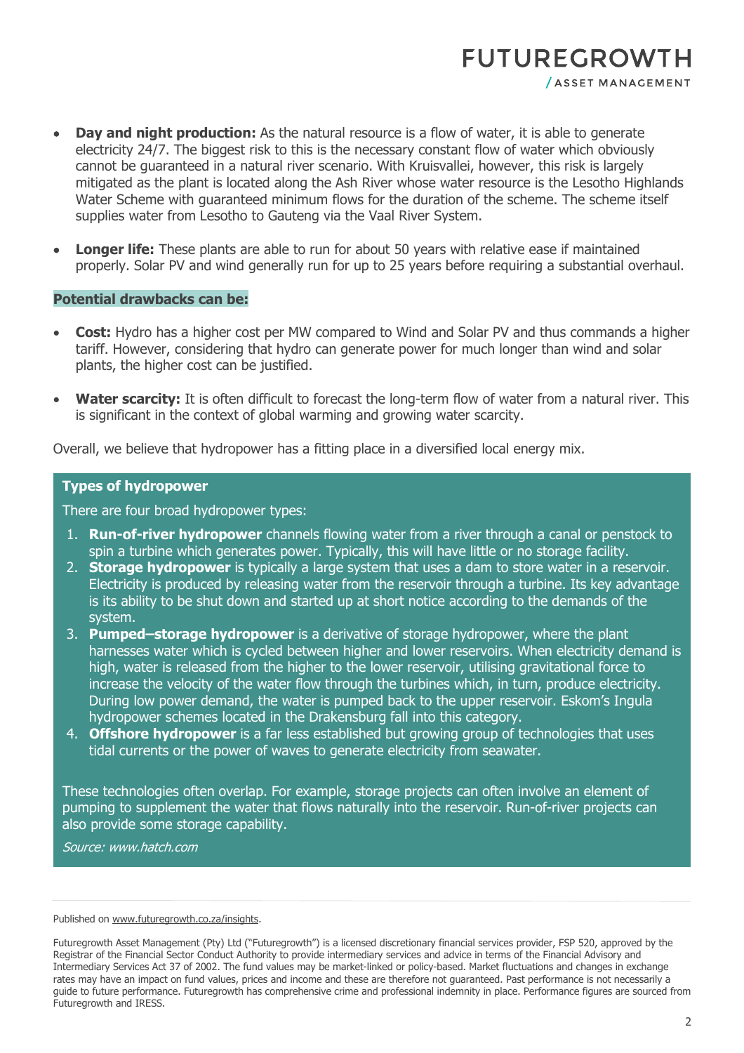- **Day and night production:** As the natural resource is a flow of water, it is able to generate electricity 24/7. The biggest risk to this is the necessary constant flow of water which obviously cannot be guaranteed in a natural river scenario. With Kruisvallei, however, this risk is largely mitigated as the plant is located along the Ash River whose water resource is the Lesotho Highlands Water Scheme with guaranteed minimum flows for the duration of the scheme. The scheme itself supplies water from Lesotho to Gauteng via the Vaal River System.

- **Longer life:** These plants are able to run for about 50 years with relative ease if maintained properly. Solar PV and wind generally run for up to 25 years before requiring a substantial overhaul.

**Potential drawbacks can be:**

- **Cost:** Hydro has a higher cost per MW compared to Wind and Solar PV and thus commands a higher tariff. However, considering that hydro can generate power for much longer than wind and solar plants, the higher cost can be justified.

- **Water scarcity:** It is often difficult to forecast the long-term flow of water from a natural river. This is significant in the context of global warming and growing water scarcity.

Overall, we believe that hydropower has a fitting place in a diversified local energy mix.

### Types of hydropower

There are four broad hydropower types:

1. **Run-of-river hydropower** channels flowing water from a river through a canal or penstock to spin a turbine which generates power. Typically, this will have little or no storage facility.
2. **Storage hydropower** is typically a large system that uses a dam to store water in a reservoir. Electricity is produced by releasing water from the reservoir through a turbine. Its key advantage is its ability to be shut down and started up at short notice according to the demands of the system.
3. **Pumped–storage hydropower** is a derivative of storage hydropower, where the plant harnesses water which is cycled between higher and lower reservoirs. When electricity demand is high, water is released from the higher to the lower reservoir, utilising gravitational force to increase the velocity of the water flow through the turbines which, in turn, produce electricity. During low power demand, the water is pumped back to the upper reservoir. Eskom's Ingula hydropower schemes located in the Drakensburg fall into this category.
4. **Offshore hydropower** is a far less established but growing group of technologies that uses tidal currents or the power of waves to generate electricity from seawater.

These technologies often overlap. For example, storage projects can often involve an element of pumping to supplement the water that flows naturally into the reservoir. Run-of-river projects can also provide some storage capability.

*Source: www.hatch.com*

---

Published on www.futuregrowth.co.za/insights.

Futuregrowth Asset Management (Pty) Ltd ("Futuregrowth") is a licensed discretionary financial services provider, FSP 520, approved by the Registrar of the Financial Sector Conduct Authority to provide intermediary services and advice in terms of the Financial Advisory and Intermediary Services Act 37 of 2002. The fund values may be market-linked or policy-based. Market fluctuations and changes in exchange rates may have an impact on fund values, prices and income and these are therefore not guaranteed. Past performance is not necessarily a guide to future performance. Futuregrowth has comprehensive crime and professional indemnity in place. Performance figures are sourced from Futuregrowth and IRESS.